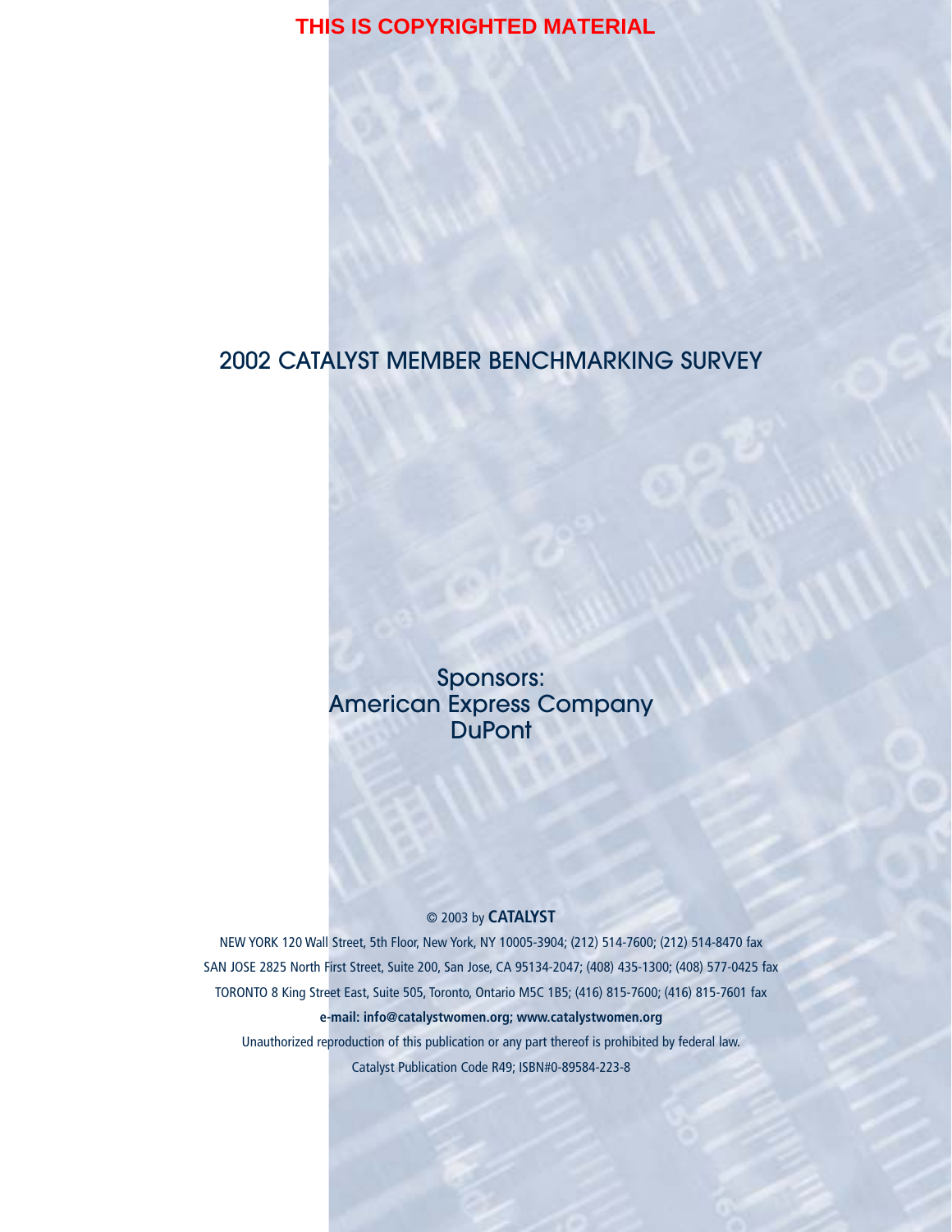THIS IS COPYRIGHTED MATERIAL

# 2002 CATALYST MEMBER BENCHMARKING SURVEY

Sponsors:
American Express Company
DuPont

© 2003 by **CATALYST**

NEW YORK 120 Wall Street, 5th Floor, New York, NY 10005-3904; (212) 514-7600; (212) 514-8470 fax

SAN JOSE 2825 North First Street, Suite 200, San Jose, CA 95134-2047; (408) 435-1300; (408) 577-0425 fax

TORONTO 8 King Street East, Suite 505, Toronto, Ontario M5C 1B5; (416) 815-7600; (416) 815-7601 fax

**e-mail: info@catalystwomen.org; www.catalystwomen.org**

Unauthorized reproduction of this publication or any part thereof is prohibited by federal law.

Catalyst Publication Code R49; ISBN#0-89584-223-8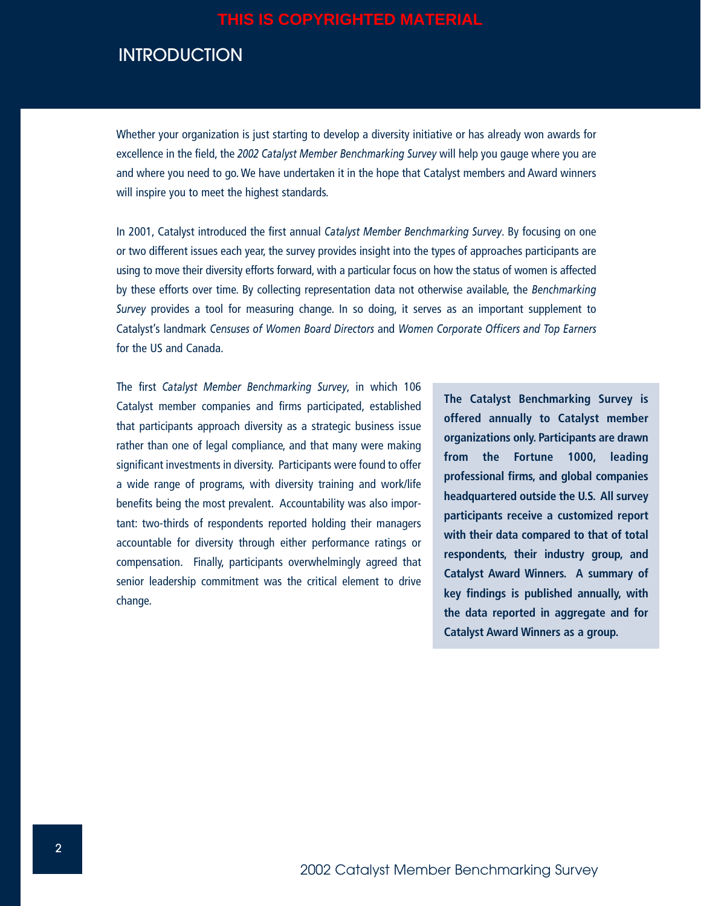THIS IS COPYRIGHTED MATERIAL

# INTRODUCTION

Whether your organization is just starting to develop a diversity initiative or has already won awards for excellence in the field, the *2002 Catalyst Member Benchmarking Survey* will help you gauge where you are and where you need to go. We have undertaken it in the hope that Catalyst members and Award winners will inspire you to meet the highest standards.

In 2001, Catalyst introduced the first annual *Catalyst Member Benchmarking Survey*. By focusing on one or two different issues each year, the survey provides insight into the types of approaches participants are using to move their diversity efforts forward, with a particular focus on how the status of women is affected by these efforts over time. By collecting representation data not otherwise available, the *Benchmarking Survey* provides a tool for measuring change. In so doing, it serves as an important supplement to Catalyst's landmark *Censuses of Women Board Directors* and *Women Corporate Officers and Top Earners* for the US and Canada.

The first *Catalyst Member Benchmarking Survey*, in which 106 Catalyst member companies and firms participated, established that participants approach diversity as a strategic business issue rather than one of legal compliance, and that many were making significant investments in diversity. Participants were found to offer a wide range of programs, with diversity training and work/life benefits being the most prevalent. Accountability was also important: two-thirds of respondents reported holding their managers accountable for diversity through either performance ratings or compensation. Finally, participants overwhelmingly agreed that senior leadership commitment was the critical element to drive change.

**The Catalyst Benchmarking Survey is offered annually to Catalyst member organizations only. Participants are drawn from the Fortune 1000, leading professional firms, and global companies headquartered outside the U.S. All survey participants receive a customized report with their data compared to that of total respondents, their industry group, and Catalyst Award Winners. A summary of key findings is published annually, with the data reported in aggregate and for Catalyst Award Winners as a group.**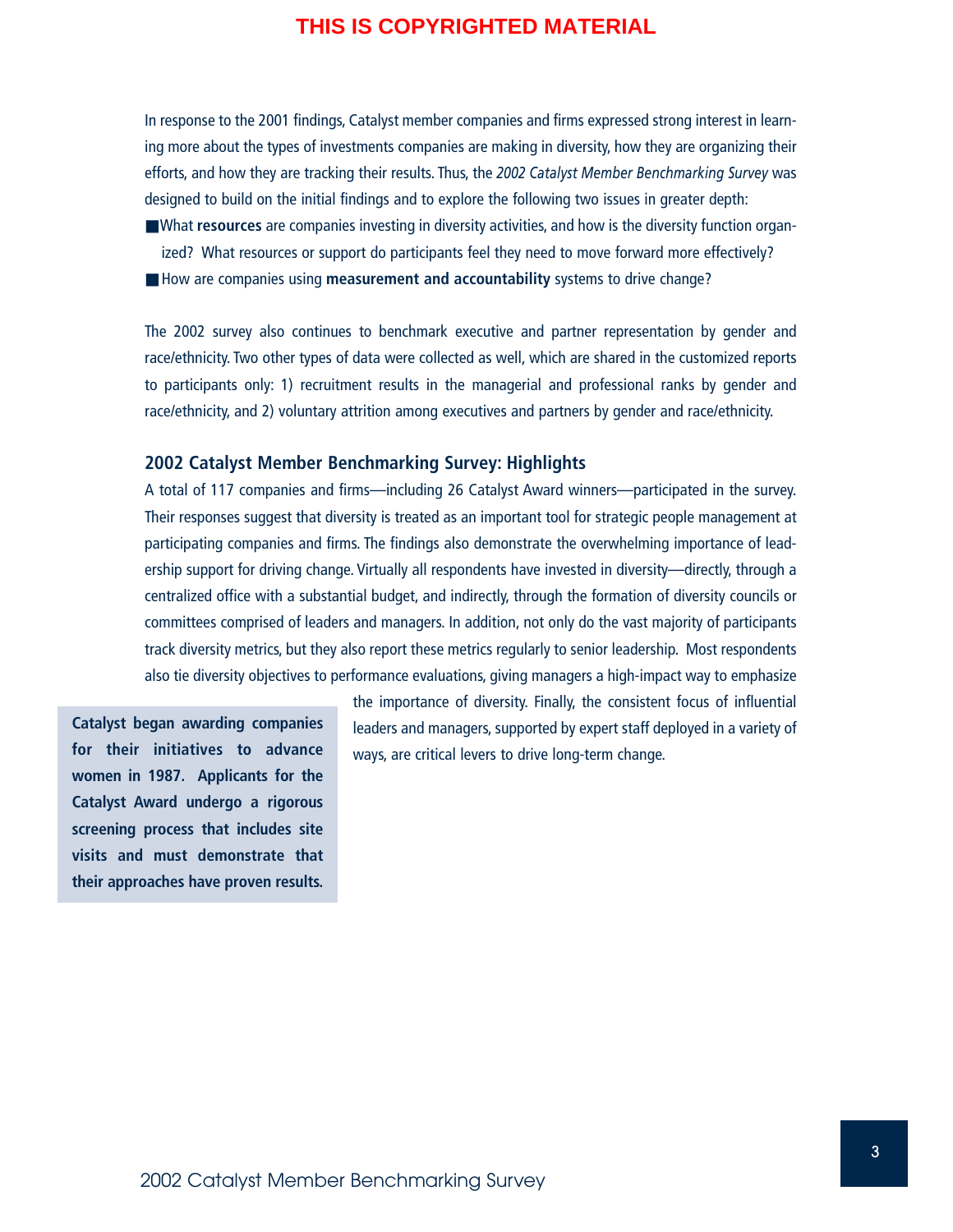THIS IS COPYRIGHTED MATERIAL

In response to the 2001 findings, Catalyst member companies and firms expressed strong interest in learning more about the types of investments companies are making in diversity, how they are organizing their efforts, and how they are tracking their results. Thus, the *2002 Catalyst Member Benchmarking Survey* was designed to build on the initial findings and to explore the following two issues in greater depth:

- What **resources** are companies investing in diversity activities, and how is the diversity function organized? What resources or support do participants feel they need to move forward more effectively?
- How are companies using **measurement and accountability** systems to drive change?

The 2002 survey also continues to benchmark executive and partner representation by gender and race/ethnicity. Two other types of data were collected as well, which are shared in the customized reports to participants only: 1) recruitment results in the managerial and professional ranks by gender and race/ethnicity, and 2) voluntary attrition among executives and partners by gender and race/ethnicity.

## 2002 Catalyst Member Benchmarking Survey: Highlights

A total of 117 companies and firms—including 26 Catalyst Award winners—participated in the survey. Their responses suggest that diversity is treated as an important tool for strategic people management at participating companies and firms. The findings also demonstrate the overwhelming importance of leadership support for driving change. Virtually all respondents have invested in diversity—directly, through a centralized office with a substantial budget, and indirectly, through the formation of diversity councils or committees comprised of leaders and managers. In addition, not only do the vast majority of participants track diversity metrics, but they also report these metrics regularly to senior leadership. Most respondents also tie diversity objectives to performance evaluations, giving managers a high-impact way to emphasize the importance of diversity. Finally, the consistent focus of influential leaders and managers, supported by expert staff deployed in a variety of ways, are critical levers to drive long-term change.

**Catalyst began awarding companies for their initiatives to advance women in 1987. Applicants for the Catalyst Award undergo a rigorous screening process that includes site visits and must demonstrate that their approaches have proven results.**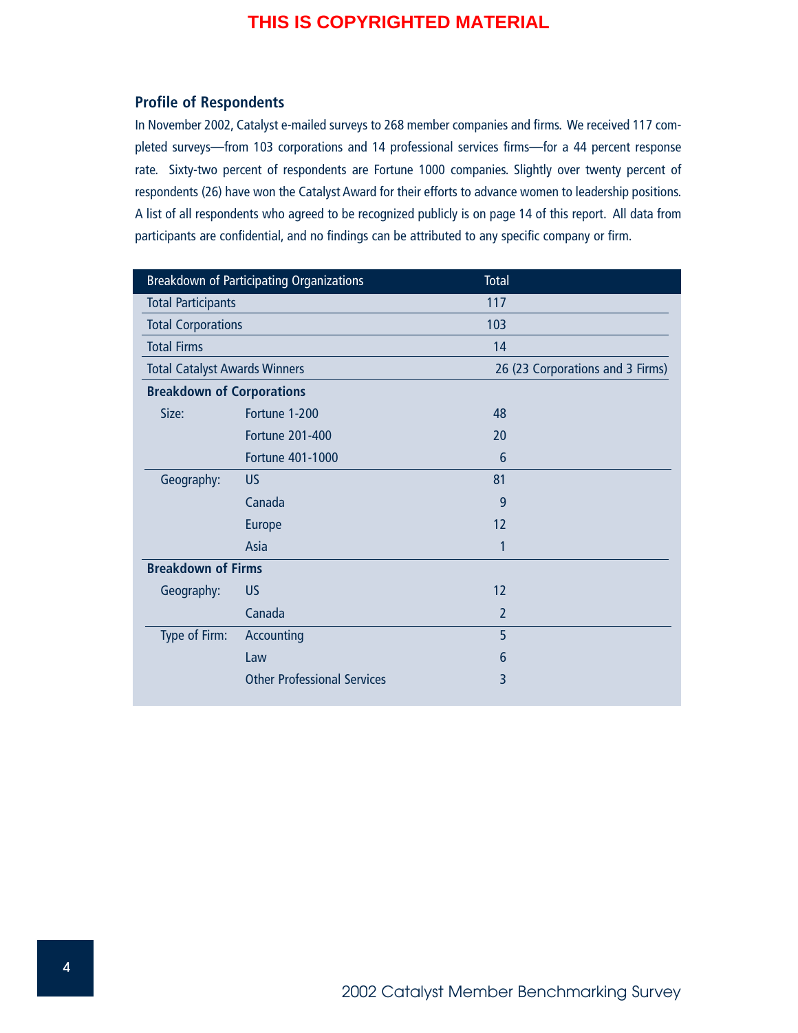THIS IS COPYRIGHTED MATERIAL

## Profile of Respondents

In November 2002, Catalyst e-mailed surveys to 268 member companies and firms. We received 117 completed surveys—from 103 corporations and 14 professional services firms—for a 44 percent response rate. Sixty-two percent of respondents are Fortune 1000 companies. Slightly over twenty percent of respondents (26) have won the Catalyst Award for their efforts to advance women to leadership positions. A list of all respondents who agreed to be recognized publicly is on page 14 of this report. All data from participants are confidential, and no findings can be attributed to any specific company or firm.

| Breakdown of Participating Organizations | | Total |
|---|---|---|
| Total Participants | | 117 |
| Total Corporations | | 103 |
| Total Firms | | 14 |
| Total Catalyst Awards Winners | | 26 (23 Corporations and 3 Firms) |
| **Breakdown of Corporations** | | |
| Size: | Fortune 1-200 | 48 |
| | Fortune 201-400 | 20 |
| | Fortune 401-1000 | 6 |
| Geography: | US | 81 |
| | Canada | 9 |
| | Europe | 12 |
| | Asia | 1 |
| **Breakdown of Firms** | | |
| Geography: | US | 12 |
| | Canada | 2 |
| Type of Firm: | Accounting | 5 |
| | Law | 6 |
| | Other Professional Services | 3 |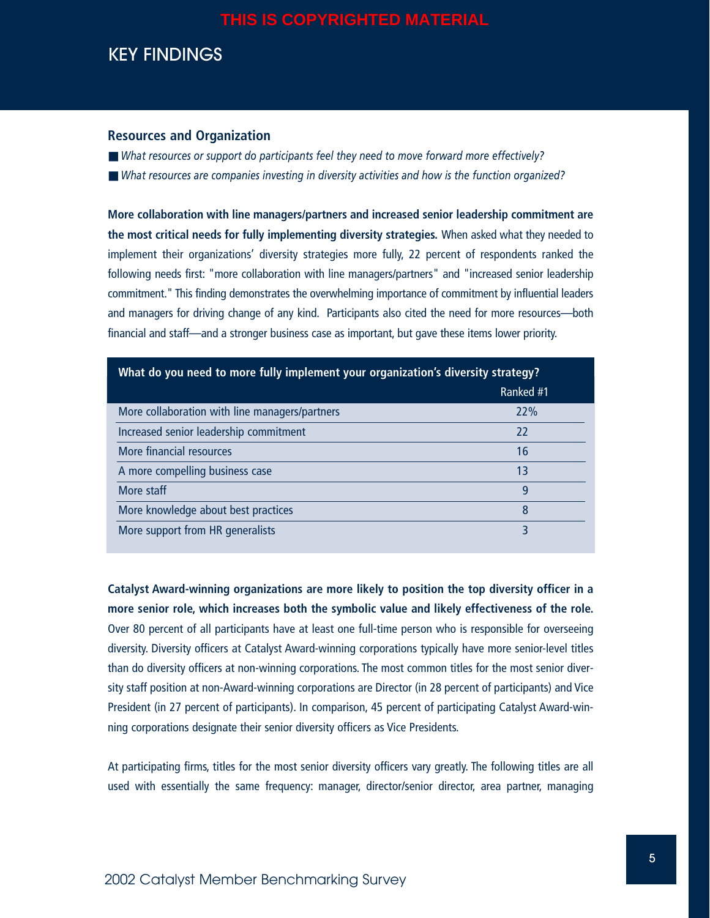THIS IS COPYRIGHTED MATERIAL

# KEY FINDINGS

## Resources and Organization

- *What resources or support do participants feel they need to move forward more effectively?*
- *What resources are companies investing in diversity activities and how is the function organized?*

**More collaboration with line managers/partners and increased senior leadership commitment are the most critical needs for fully implementing diversity strategies.** When asked what they needed to implement their organizations' diversity strategies more fully, 22 percent of respondents ranked the following needs first: "more collaboration with line managers/partners" and "increased senior leadership commitment." This finding demonstrates the overwhelming importance of commitment by influential leaders and managers for driving change of any kind. Participants also cited the need for more resources—both financial and staff—and a stronger business case as important, but gave these items lower priority.

| What do you need to more fully implement your organization's diversity strategy? | Ranked #1 |
|---|---|
| More collaboration with line managers/partners | 22% |
| Increased senior leadership commitment | 22 |
| More financial resources | 16 |
| A more compelling business case | 13 |
| More staff | 9 |
| More knowledge about best practices | 8 |
| More support from HR generalists | 3 |

**Catalyst Award-winning organizations are more likely to position the top diversity officer in a more senior role, which increases both the symbolic value and likely effectiveness of the role.** Over 80 percent of all participants have at least one full-time person who is responsible for overseeing diversity. Diversity officers at Catalyst Award-winning corporations typically have more senior-level titles than do diversity officers at non-winning corporations. The most common titles for the most senior diversity staff position at non-Award-winning corporations are Director (in 28 percent of participants) and Vice President (in 27 percent of participants). In comparison, 45 percent of participating Catalyst Award-winning corporations designate their senior diversity officers as Vice Presidents.

At participating firms, titles for the most senior diversity officers vary greatly. The following titles are all used with essentially the same frequency: manager, director/senior director, area partner, managing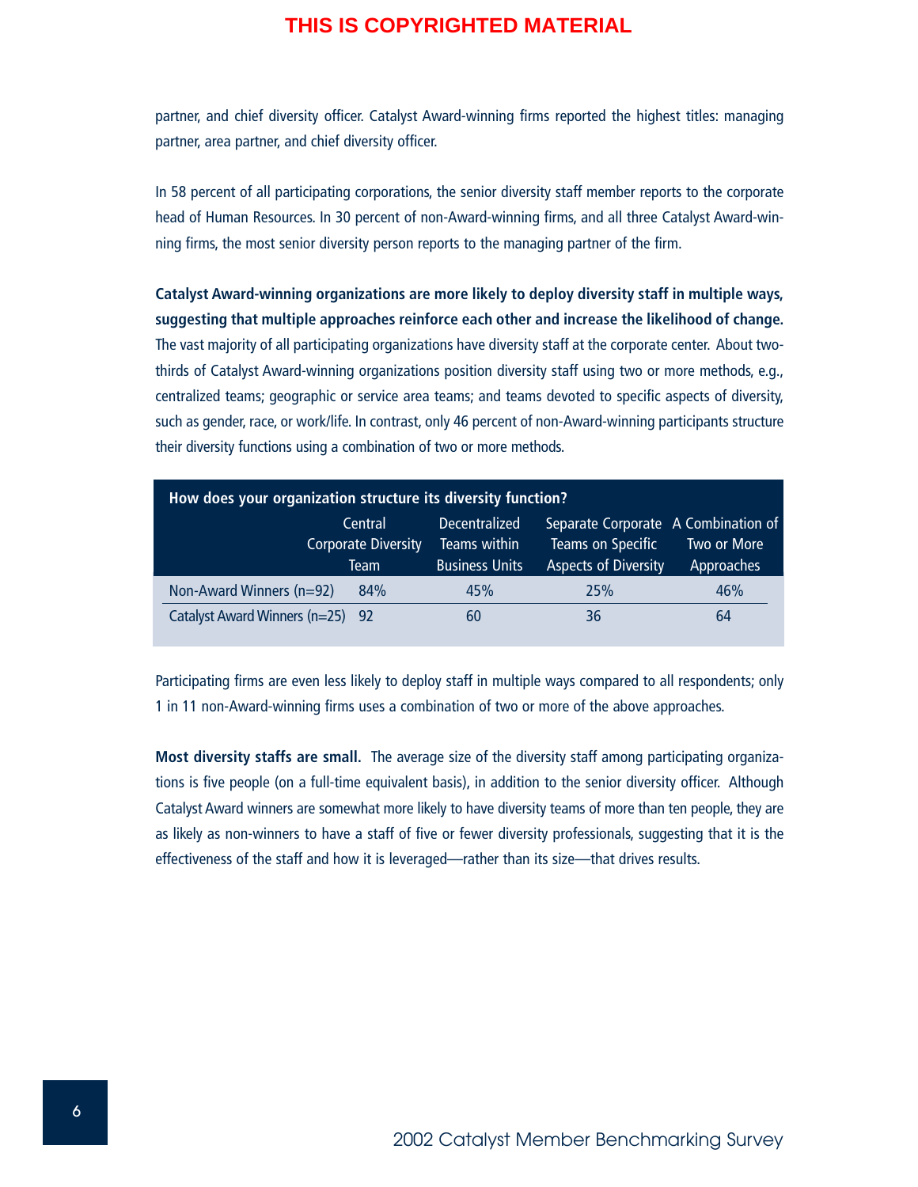THIS IS COPYRIGHTED MATERIAL

partner, and chief diversity officer. Catalyst Award-winning firms reported the highest titles: managing partner, area partner, and chief diversity officer.

In 58 percent of all participating corporations, the senior diversity staff member reports to the corporate head of Human Resources. In 30 percent of non-Award-winning firms, and all three Catalyst Award-winning firms, the most senior diversity person reports to the managing partner of the firm.

**Catalyst Award-winning organizations are more likely to deploy diversity staff in multiple ways, suggesting that multiple approaches reinforce each other and increase the likelihood of change.** The vast majority of all participating organizations have diversity staff at the corporate center. About two-thirds of Catalyst Award-winning organizations position diversity staff using two or more methods, e.g., centralized teams; geographic or service area teams; and teams devoted to specific aspects of diversity, such as gender, race, or work/life. In contrast, only 46 percent of non-Award-winning participants structure their diversity functions using a combination of two or more methods.

**How does your organization structure its diversity function?**

| | Central Corporate Diversity Team | Decentralized Teams within Business Units | Separate Corporate Teams on Specific Aspects of Diversity | A Combination of Two or More Approaches |
|---|---|---|---|---|
| Non-Award Winners (n=92) | 84% | 45% | 25% | 46% |
| Catalyst Award Winners (n=25) | 92 | 60 | 36 | 64 |

Participating firms are even less likely to deploy staff in multiple ways compared to all respondents; only 1 in 11 non-Award-winning firms uses a combination of two or more of the above approaches.

**Most diversity staffs are small.** The average size of the diversity staff among participating organizations is five people (on a full-time equivalent basis), in addition to the senior diversity officer. Although Catalyst Award winners are somewhat more likely to have diversity teams of more than ten people, they are as likely as non-winners to have a staff of five or fewer diversity professionals, suggesting that it is the effectiveness of the staff and how it is leveraged—rather than its size—that drives results.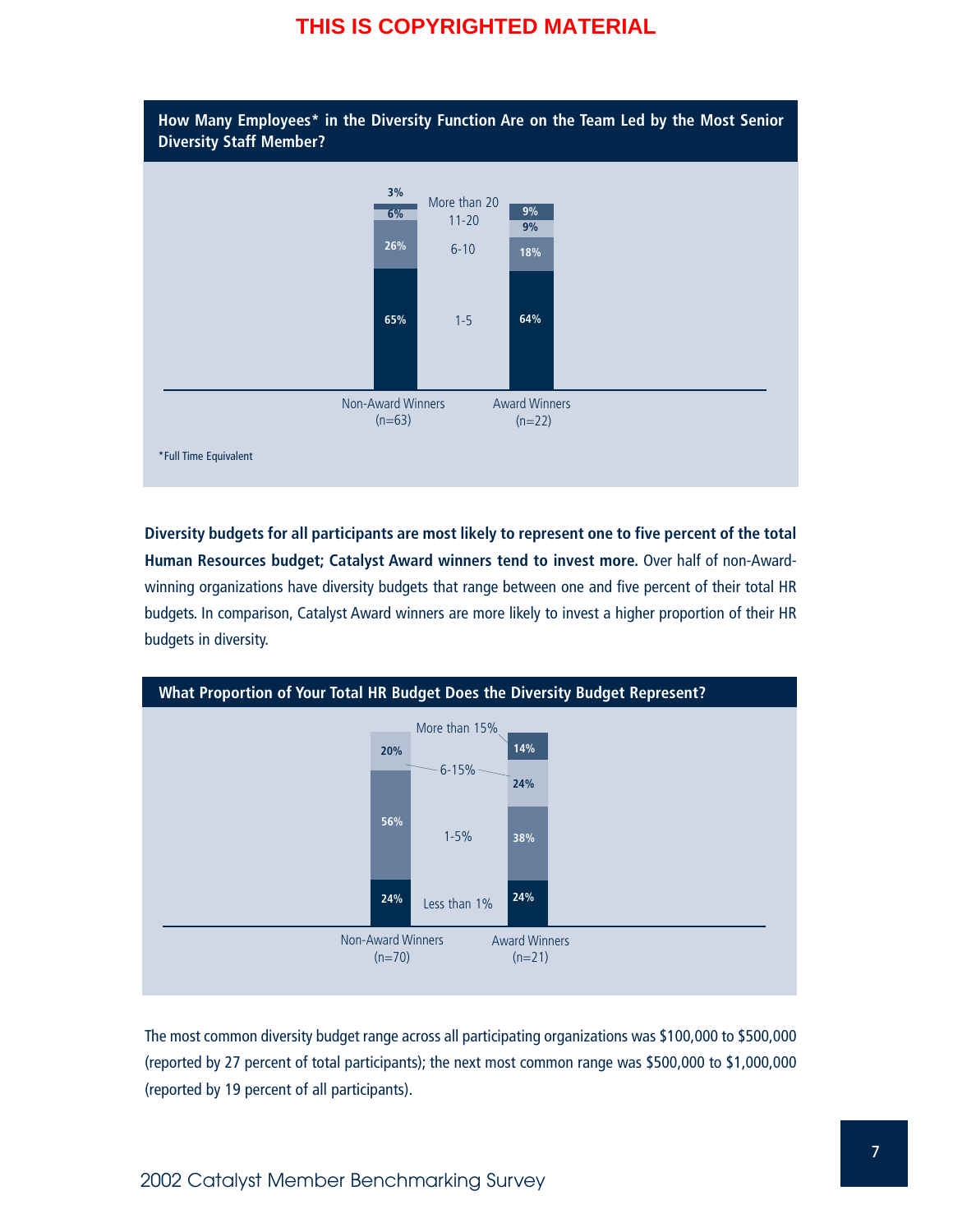THIS IS COPYRIGHTED MATERIAL

### How Many Employees* in the Diversity Function Are on the Team Led by the Most Senior Diversity Staff Member?

| | Non-Award Winners (n=63) | Award Winners (n=22) |
|---|---|---|
| More than 20 | 3% | 9% |
| 11-20 | 6% | 9% |
| 6-10 | 26% | 18% |
| 1-5 | 65% | 64% |

*Full Time Equivalent

**Diversity budgets for all participants are most likely to represent one to five percent of the total Human Resources budget; Catalyst Award winners tend to invest more.** Over half of non-Award-winning organizations have diversity budgets that range between one and five percent of their total HR budgets. In comparison, Catalyst Award winners are more likely to invest a higher proportion of their HR budgets in diversity.

### What Proportion of Your Total HR Budget Does the Diversity Budget Represent?

| | Non-Award Winners (n=70) | Award Winners (n=21) |
|---|---|---|
| More than 15% | | 14% |
| 6-15% | 20% | 24% |
| 1-5% | 56% | 38% |
| Less than 1% | 24% | 24% |

The most common diversity budget range across all participating organizations was $100,000 to $500,000 (reported by 27 percent of total participants); the next most common range was $500,000 to $1,000,000 (reported by 19 percent of all participants).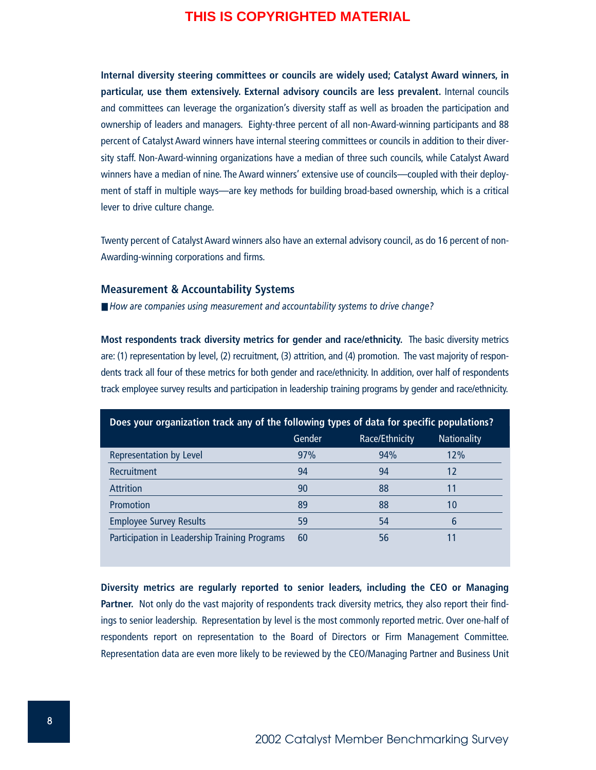THIS IS COPYRIGHTED MATERIAL

**Internal diversity steering committees or councils are widely used; Catalyst Award winners, in particular, use them extensively. External advisory councils are less prevalent.** Internal councils and committees can leverage the organization's diversity staff as well as broaden the participation and ownership of leaders and managers. Eighty-three percent of all non-Award-winning participants and 88 percent of Catalyst Award winners have internal steering committees or councils in addition to their diversity staff. Non-Award-winning organizations have a median of three such councils, while Catalyst Award winners have a median of nine. The Award winners' extensive use of councils—coupled with their deployment of staff in multiple ways—are key methods for building broad-based ownership, which is a critical lever to drive culture change.

Twenty percent of Catalyst Award winners also have an external advisory council, as do 16 percent of non-Awarding-winning corporations and firms.

## Measurement & Accountability Systems

■ *How are companies using measurement and accountability systems to drive change?*

**Most respondents track diversity metrics for gender and race/ethnicity.** The basic diversity metrics are: (1) representation by level, (2) recruitment, (3) attrition, and (4) promotion. The vast majority of respondents track all four of these metrics for both gender and race/ethnicity. In addition, over half of respondents track employee survey results and participation in leadership training programs by gender and race/ethnicity.

**Does your organization track any of the following types of data for specific populations?**

| | Gender | Race/Ethnicity | Nationality |
|---|---|---|---|
| Representation by Level | 97% | 94% | 12% |
| Recruitment | 94 | 94 | 12 |
| Attrition | 90 | 88 | 11 |
| Promotion | 89 | 88 | 10 |
| Employee Survey Results | 59 | 54 | 6 |
| Participation in Leadership Training Programs | 60 | 56 | 11 |

**Diversity metrics are regularly reported to senior leaders, including the CEO or Managing Partner.** Not only do the vast majority of respondents track diversity metrics, they also report their findings to senior leadership. Representation by level is the most commonly reported metric. Over one-half of respondents report on representation to the Board of Directors or Firm Management Committee. Representation data are even more likely to be reviewed by the CEO/Managing Partner and Business Unit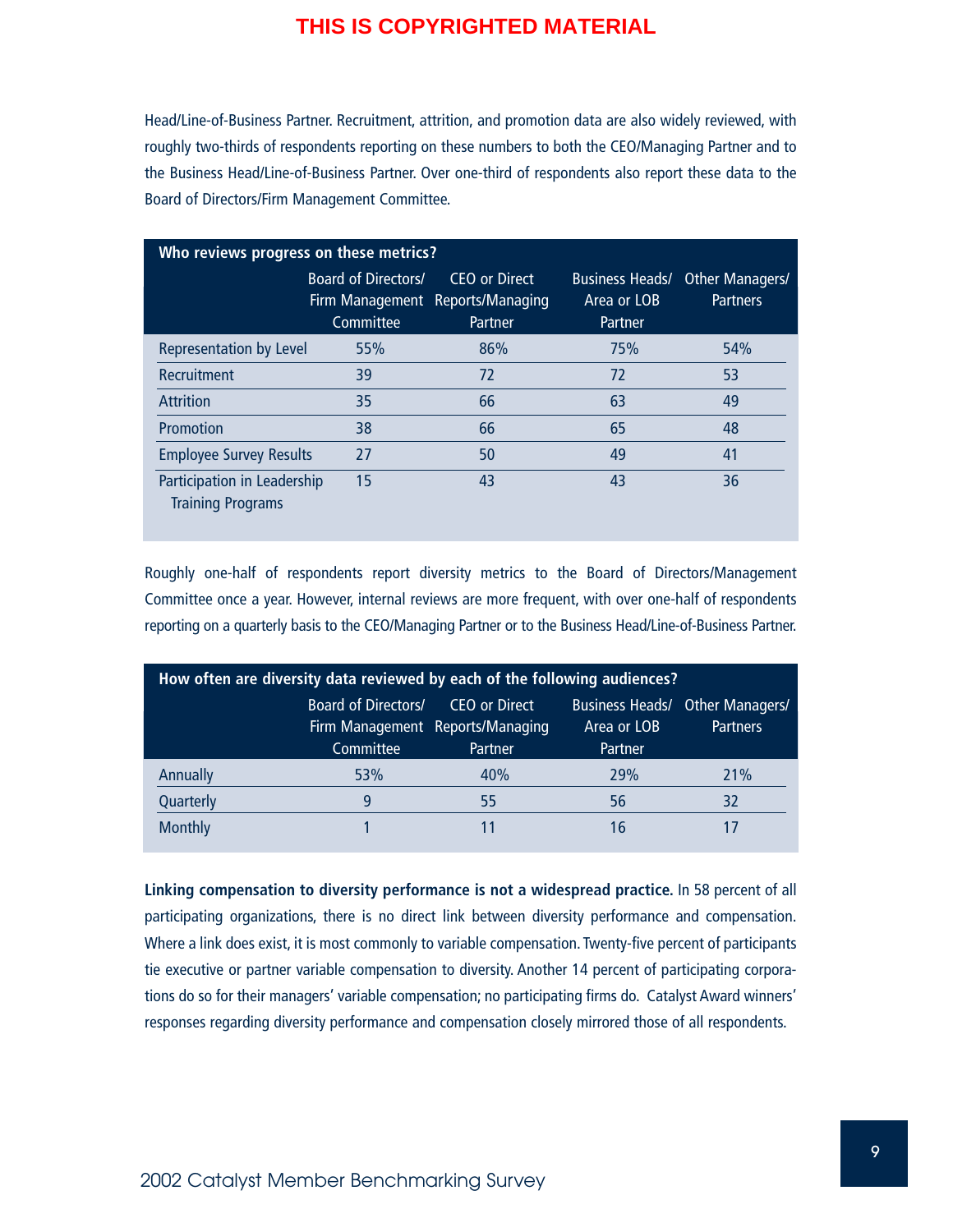Head/Line-of-Business Partner. Recruitment, attrition, and promotion data are also widely reviewed, with roughly two-thirds of respondents reporting on these numbers to both the CEO/Managing Partner and to the Business Head/Line-of-Business Partner. Over one-third of respondents also report these data to the Board of Directors/Firm Management Committee.

**Who reviews progress on these metrics?**

| | Board of Directors/ Firm Management Committee | CEO or Direct Reports/Managing Partner | Business Heads/ Area or LOB Partner | Other Managers/ Partners |
|---|---|---|---|---|
| Representation by Level | 55% | 86% | 75% | 54% |
| Recruitment | 39 | 72 | 72 | 53 |
| Attrition | 35 | 66 | 63 | 49 |
| Promotion | 38 | 66 | 65 | 48 |
| Employee Survey Results | 27 | 50 | 49 | 41 |
| Participation in Leadership Training Programs | 15 | 43 | 43 | 36 |

Roughly one-half of respondents report diversity metrics to the Board of Directors/Management Committee once a year. However, internal reviews are more frequent, with over one-half of respondents reporting on a quarterly basis to the CEO/Managing Partner or to the Business Head/Line-of-Business Partner.

**How often are diversity data reviewed by each of the following audiences?**

| | Board of Directors/ Firm Management Committee | CEO or Direct Reports/Managing Partner | Business Heads/ Area or LOB Partner | Other Managers/ Partners |
|---|---|---|---|---|
| Annually | 53% | 40% | 29% | 21% |
| Quarterly | 9 | 55 | 56 | 32 |
| Monthly | 1 | 11 | 16 | 17 |

**Linking compensation to diversity performance is not a widespread practice.** In 58 percent of all participating organizations, there is no direct link between diversity performance and compensation. Where a link does exist, it is most commonly to variable compensation. Twenty-five percent of participants tie executive or partner variable compensation to diversity. Another 14 percent of participating corporations do so for their managers' variable compensation; no participating firms do. Catalyst Award winners' responses regarding diversity performance and compensation closely mirrored those of all respondents.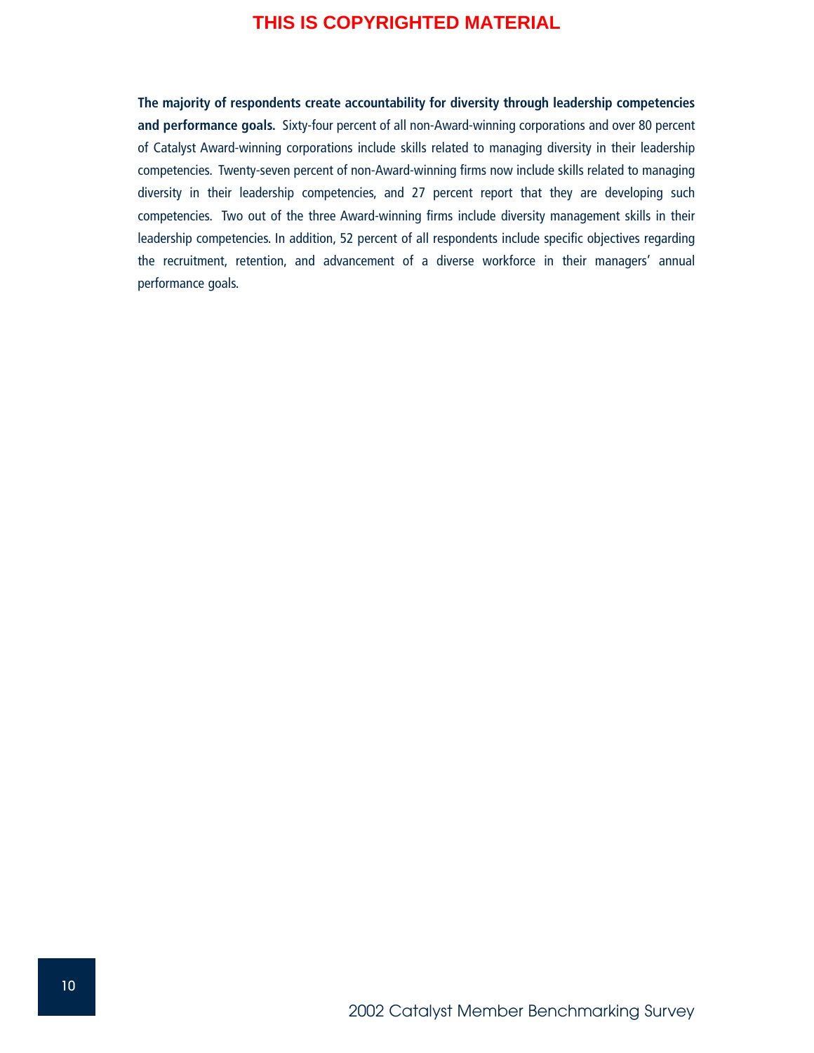**The majority of respondents create accountability for diversity through leadership competencies and performance goals.** Sixty-four percent of all non-Award-winning corporations and over 80 percent of Catalyst Award-winning corporations include skills related to managing diversity in their leadership competencies. Twenty-seven percent of non-Award-winning firms now include skills related to managing diversity in their leadership competencies, and 27 percent report that they are developing such competencies. Two out of the three Award-winning firms include diversity management skills in their leadership competencies. In addition, 52 percent of all respondents include specific objectives regarding the recruitment, retention, and advancement of a diverse workforce in their managers' annual performance goals.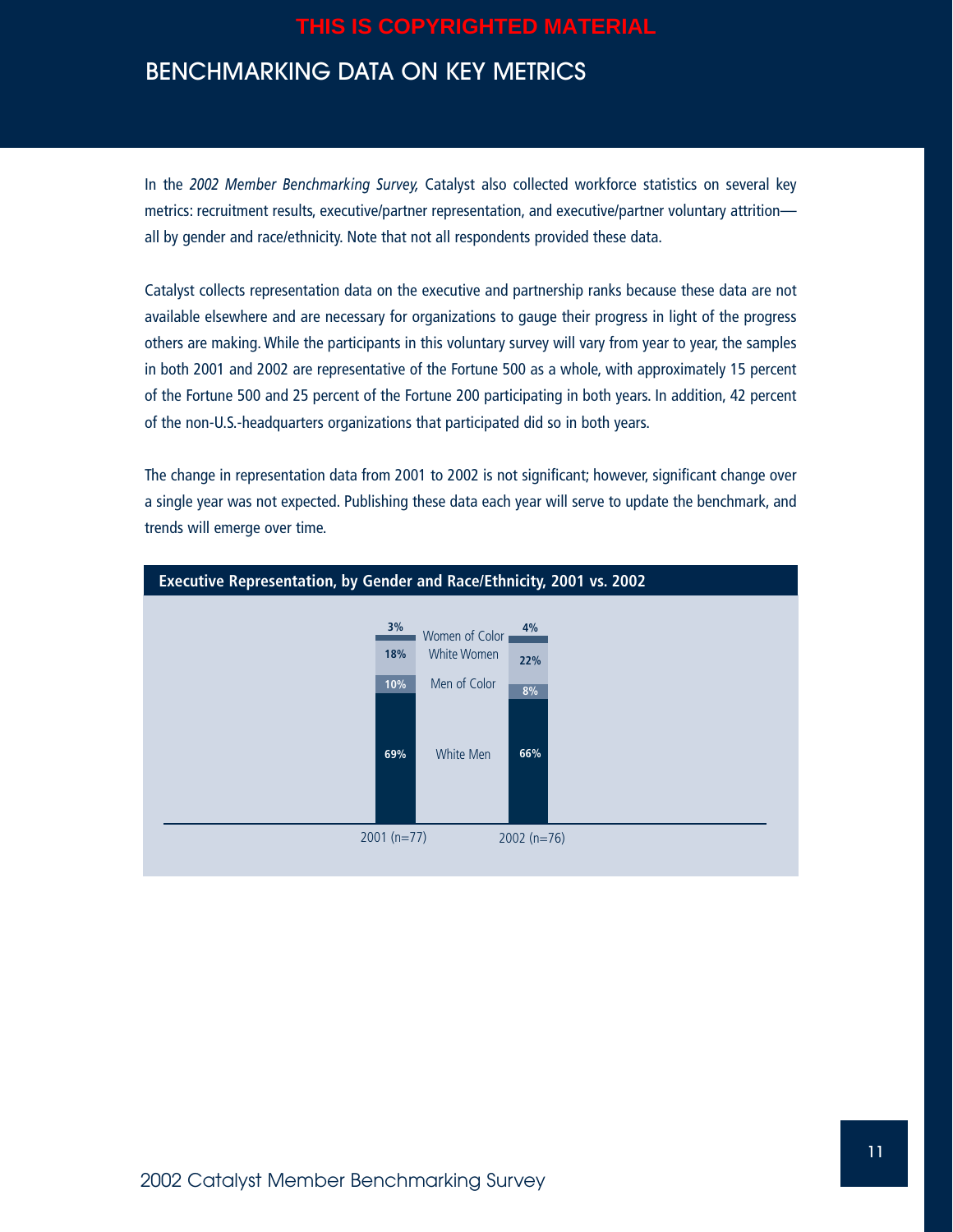THIS IS COPYRIGHTED MATERIAL

# BENCHMARKING DATA ON KEY METRICS

In the *2002 Member Benchmarking Survey,* Catalyst also collected workforce statistics on several key metrics: recruitment results, executive/partner representation, and executive/partner voluntary attrition—all by gender and race/ethnicity. Note that not all respondents provided these data.

Catalyst collects representation data on the executive and partnership ranks because these data are not available elsewhere and are necessary for organizations to gauge their progress in light of the progress others are making. While the participants in this voluntary survey will vary from year to year, the samples in both 2001 and 2002 are representative of the Fortune 500 as a whole, with approximately 15 percent of the Fortune 500 and 25 percent of the Fortune 200 participating in both years. In addition, 42 percent of the non-U.S.-headquarters organizations that participated did so in both years.

The change in representation data from 2001 to 2002 is not significant; however, significant change over a single year was not expected. Publishing these data each year will serve to update the benchmark, and trends will emerge over time.

**Executive Representation, by Gender and Race/Ethnicity, 2001 vs. 2002**

| | 2001 (n=77) | 2002 (n=76) |
|---|---|---|
| Women of Color | 3% | 4% |
| White Women | 18% | 22% |
| Men of Color | 10% | 8% |
| White Men | 69% | 66% |

2002 Catalyst Member Benchmarking Survey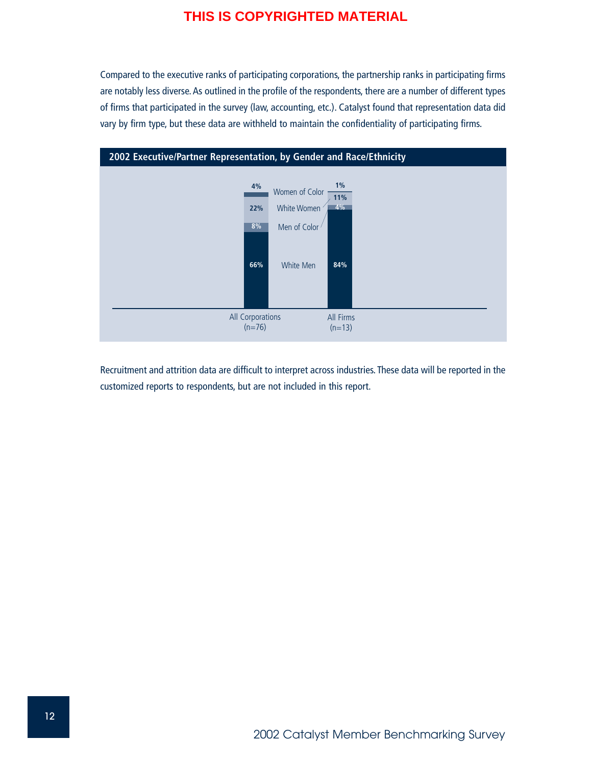THIS IS COPYRIGHTED MATERIAL

Compared to the executive ranks of participating corporations, the partnership ranks in participating firms are notably less diverse. As outlined in the profile of the respondents, there are a number of different types of firms that participated in the survey (law, accounting, etc.). Catalyst found that representation data did vary by firm type, but these data are withheld to maintain the confidentiality of participating firms.

**2002 Executive/Partner Representation, by Gender and Race/Ethnicity**

| | All Corporations (n=76) | All Firms (n=13) |
|---|---|---|
| Women of Color | 4% | 1% |
| White Women | 22% | 11% |
| Men of Color | 8% | 4% |
| White Men | 66% | 84% |

Recruitment and attrition data are difficult to interpret across industries. These data will be reported in the customized reports to respondents, but are not included in this report.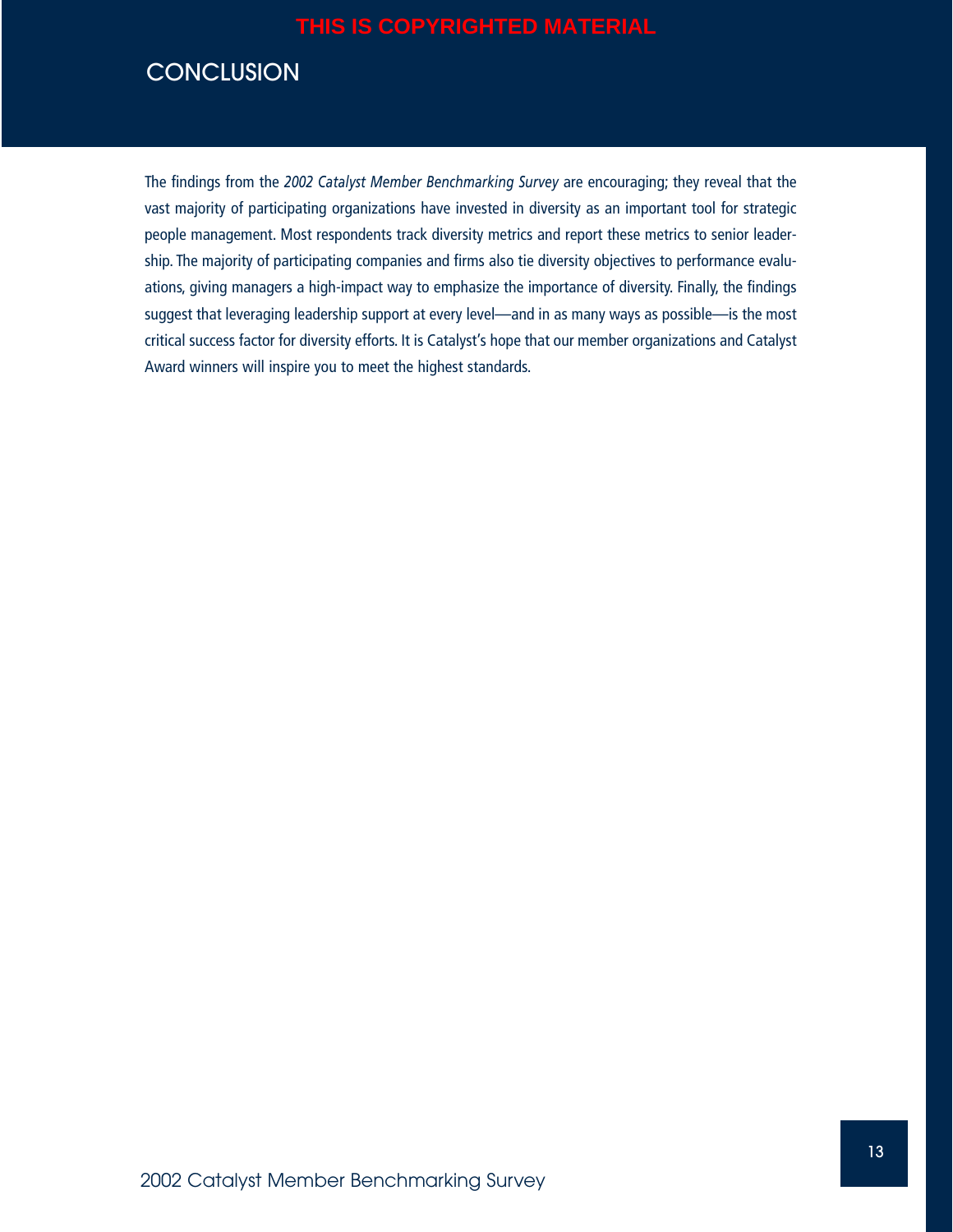# CONCLUSION

The findings from the *2002 Catalyst Member Benchmarking Survey* are encouraging; they reveal that the vast majority of participating organizations have invested in diversity as an important tool for strategic people management. Most respondents track diversity metrics and report these metrics to senior leadership. The majority of participating companies and firms also tie diversity objectives to performance evaluations, giving managers a high-impact way to emphasize the importance of diversity. Finally, the findings suggest that leveraging leadership support at every level—and in as many ways as possible—is the most critical success factor for diversity efforts. It is Catalyst's hope that our member organizations and Catalyst Award winners will inspire you to meet the highest standards.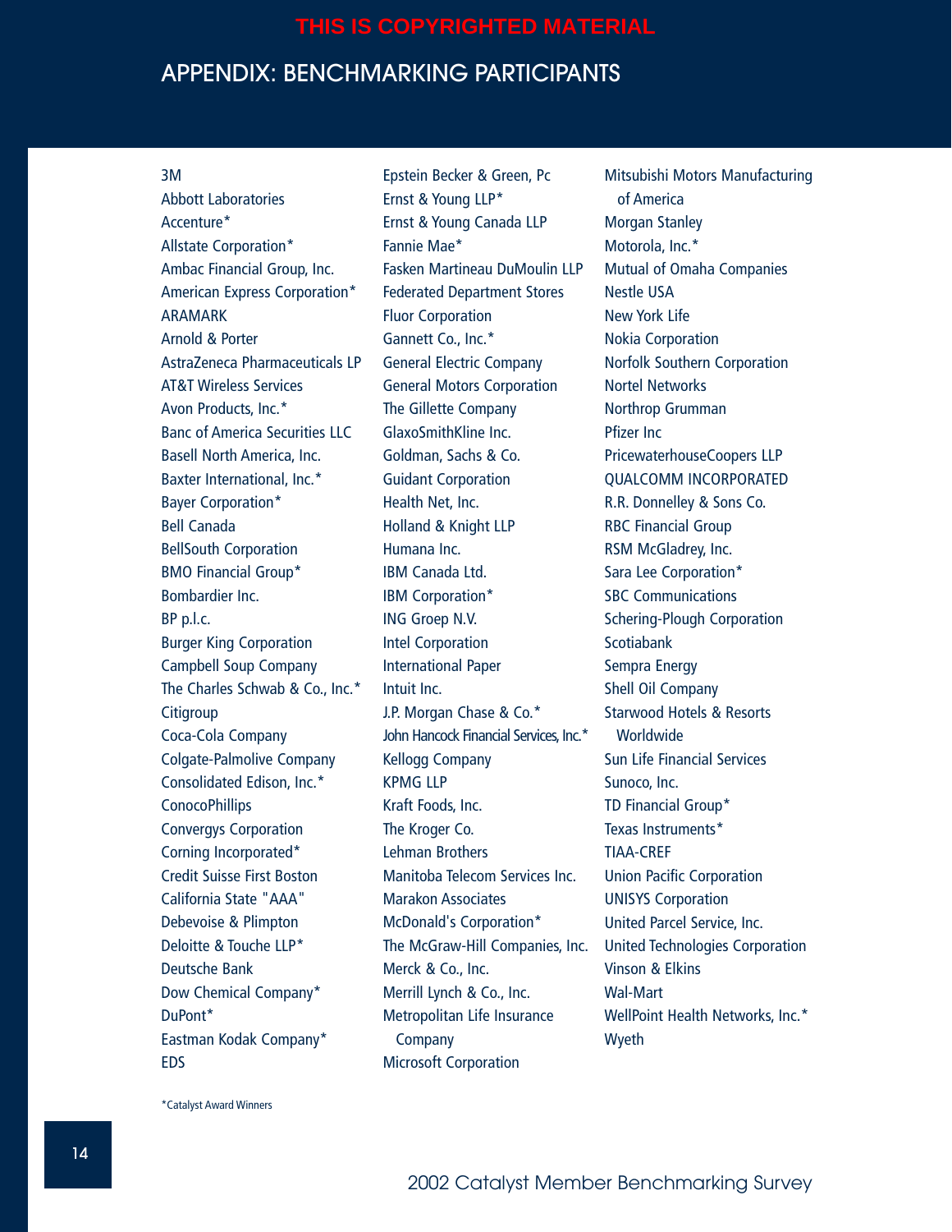THIS IS COPYRIGHTED MATERIAL

# APPENDIX: BENCHMARKING PARTICIPANTS

3M
Abbott Laboratories
Accenture*
Allstate Corporation*
Ambac Financial Group, Inc.
American Express Corporation*
ARAMARK
Arnold & Porter
AstraZeneca Pharmaceuticals LP
AT&T Wireless Services
Avon Products, Inc.*
Banc of America Securities LLC
Basell North America, Inc.
Baxter International, Inc.*
Bayer Corporation*
Bell Canada
BellSouth Corporation
BMO Financial Group*
Bombardier Inc.
BP p.l.c.
Burger King Corporation
Campbell Soup Company
The Charles Schwab & Co., Inc.*
Citigroup
Coca-Cola Company
Colgate-Palmolive Company
Consolidated Edison, Inc.*
ConocoPhillips
Convergys Corporation
Corning Incorporated*
Credit Suisse First Boston
California State "AAA"
Debevoise & Plimpton
Deloitte & Touche LLP*
Deutsche Bank
Dow Chemical Company*
DuPont*
Eastman Kodak Company*
EDS
Epstein Becker & Green, Pc
Ernst & Young LLP*
Ernst & Young Canada LLP
Fannie Mae*
Fasken Martineau DuMoulin LLP
Federated Department Stores
Fluor Corporation
Gannett Co., Inc.*
General Electric Company
General Motors Corporation
The Gillette Company
GlaxoSmithKline Inc.
Goldman, Sachs & Co.
Guidant Corporation
Health Net, Inc.
Holland & Knight LLP
Humana Inc.
IBM Canada Ltd.
IBM Corporation*
ING Groep N.V.
Intel Corporation
International Paper
Intuit Inc.
J.P. Morgan Chase & Co.*
John Hancock Financial Services, Inc.*
Kellogg Company
KPMG LLP
Kraft Foods, Inc.
The Kroger Co.
Lehman Brothers
Manitoba Telecom Services Inc.
Marakon Associates
McDonald's Corporation*
The McGraw-Hill Companies, Inc.
Merck & Co., Inc.
Merrill Lynch & Co., Inc.
Metropolitan Life Insurance Company
Microsoft Corporation
Mitsubishi Motors Manufacturing of America
Morgan Stanley
Motorola, Inc.*
Mutual of Omaha Companies
Nestle USA
New York Life
Nokia Corporation
Norfolk Southern Corporation
Nortel Networks
Northrop Grumman
Pfizer Inc
PricewaterhouseCoopers LLP
QUALCOMM INCORPORATED
R.R. Donnelley & Sons Co.
RBC Financial Group
RSM McGladrey, Inc.
Sara Lee Corporation*
SBC Communications
Schering-Plough Corporation
Scotiabank
Sempra Energy
Shell Oil Company
Starwood Hotels & Resorts Worldwide
Sun Life Financial Services
Sunoco, Inc.
TD Financial Group*
Texas Instruments*
TIAA-CREF
Union Pacific Corporation
UNISYS Corporation
United Parcel Service, Inc.
United Technologies Corporation
Vinson & Elkins
Wal-Mart
WellPoint Health Networks, Inc.*
Wyeth

*Catalyst Award Winners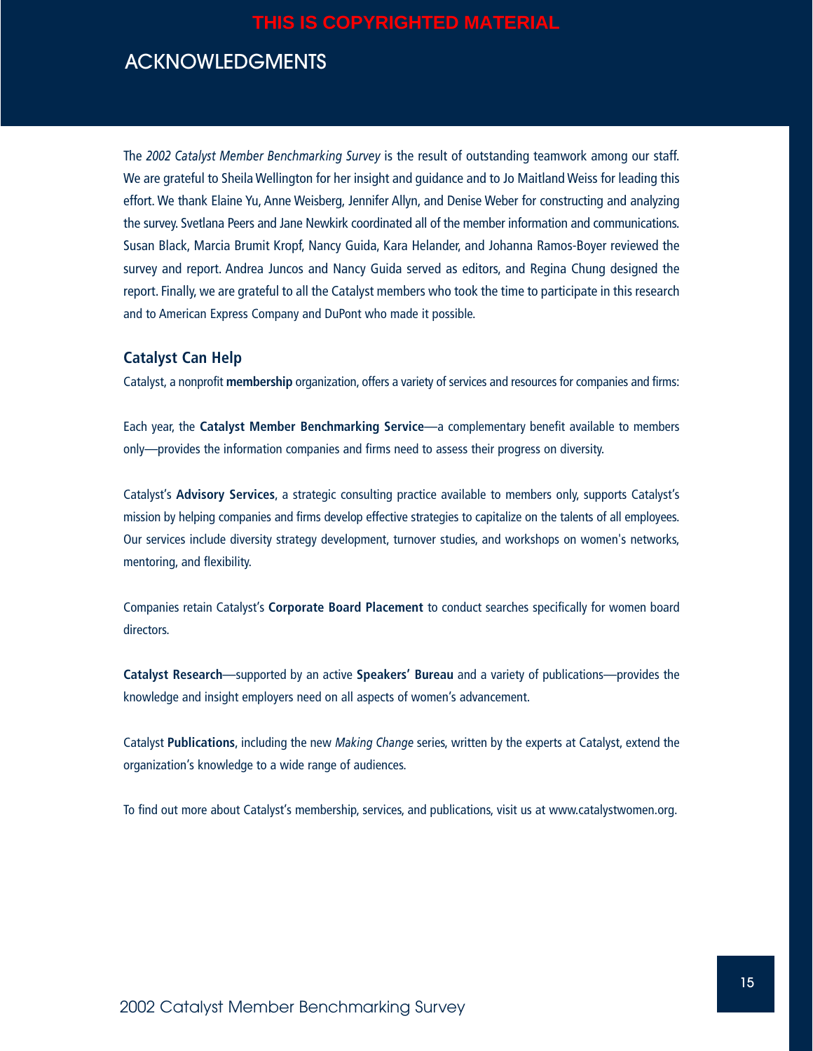THIS IS COPYRIGHTED MATERIAL

# ACKNOWLEDGMENTS

The *2002 Catalyst Member Benchmarking Survey* is the result of outstanding teamwork among our staff. We are grateful to Sheila Wellington for her insight and guidance and to Jo Maitland Weiss for leading this effort. We thank Elaine Yu, Anne Weisberg, Jennifer Allyn, and Denise Weber for constructing and analyzing the survey. Svetlana Peers and Jane Newkirk coordinated all of the member information and communications. Susan Black, Marcia Brumit Kropf, Nancy Guida, Kara Helander, and Johanna Ramos-Boyer reviewed the survey and report. Andrea Juncos and Nancy Guida served as editors, and Regina Chung designed the report. Finally, we are grateful to all the Catalyst members who took the time to participate in this research and to American Express Company and DuPont who made it possible.

## Catalyst Can Help

Catalyst, a nonprofit **membership** organization, offers a variety of services and resources for companies and firms:

Each year, the **Catalyst Member Benchmarking Service**—a complementary benefit available to members only—provides the information companies and firms need to assess their progress on diversity.

Catalyst's **Advisory Services**, a strategic consulting practice available to members only, supports Catalyst's mission by helping companies and firms develop effective strategies to capitalize on the talents of all employees. Our services include diversity strategy development, turnover studies, and workshops on women's networks, mentoring, and flexibility.

Companies retain Catalyst's **Corporate Board Placement** to conduct searches specifically for women board directors.

**Catalyst Research**—supported by an active **Speakers' Bureau** and a variety of publications—provides the knowledge and insight employers need on all aspects of women's advancement.

Catalyst **Publications**, including the new *Making Change* series, written by the experts at Catalyst, extend the organization's knowledge to a wide range of audiences.

To find out more about Catalyst's membership, services, and publications, visit us at www.catalystwomen.org.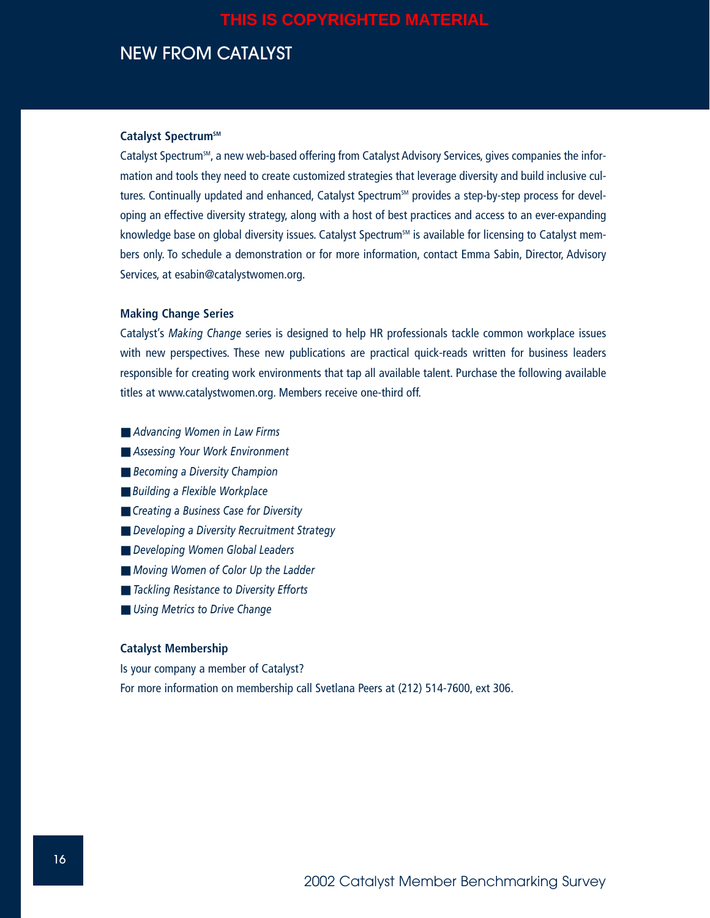THIS IS COPYRIGHTED MATERIAL

# NEW FROM CATALYST

### Catalyst Spectrum℠

Catalyst Spectrum℠, a new web-based offering from Catalyst Advisory Services, gives companies the information and tools they need to create customized strategies that leverage diversity and build inclusive cultures. Continually updated and enhanced, Catalyst Spectrum℠ provides a step-by-step process for developing an effective diversity strategy, along with a host of best practices and access to an ever-expanding knowledge base on global diversity issues. Catalyst Spectrum℠ is available for licensing to Catalyst members only. To schedule a demonstration or for more information, contact Emma Sabin, Director, Advisory Services, at esabin@catalystwomen.org.

### Making Change Series

Catalyst's *Making Change* series is designed to help HR professionals tackle common workplace issues with new perspectives. These new publications are practical quick-reads written for business leaders responsible for creating work environments that tap all available talent. Purchase the following available titles at www.catalystwomen.org. Members receive one-third off.

- *Advancing Women in Law Firms*
- *Assessing Your Work Environment*
- *Becoming a Diversity Champion*
- *Building a Flexible Workplace*
- *Creating a Business Case for Diversity*
- *Developing a Diversity Recruitment Strategy*
- *Developing Women Global Leaders*
- *Moving Women of Color Up the Ladder*
- *Tackling Resistance to Diversity Efforts*
- *Using Metrics to Drive Change*

### Catalyst Membership

Is your company a member of Catalyst?
For more information on membership call Svetlana Peers at (212) 514-7600, ext 306.